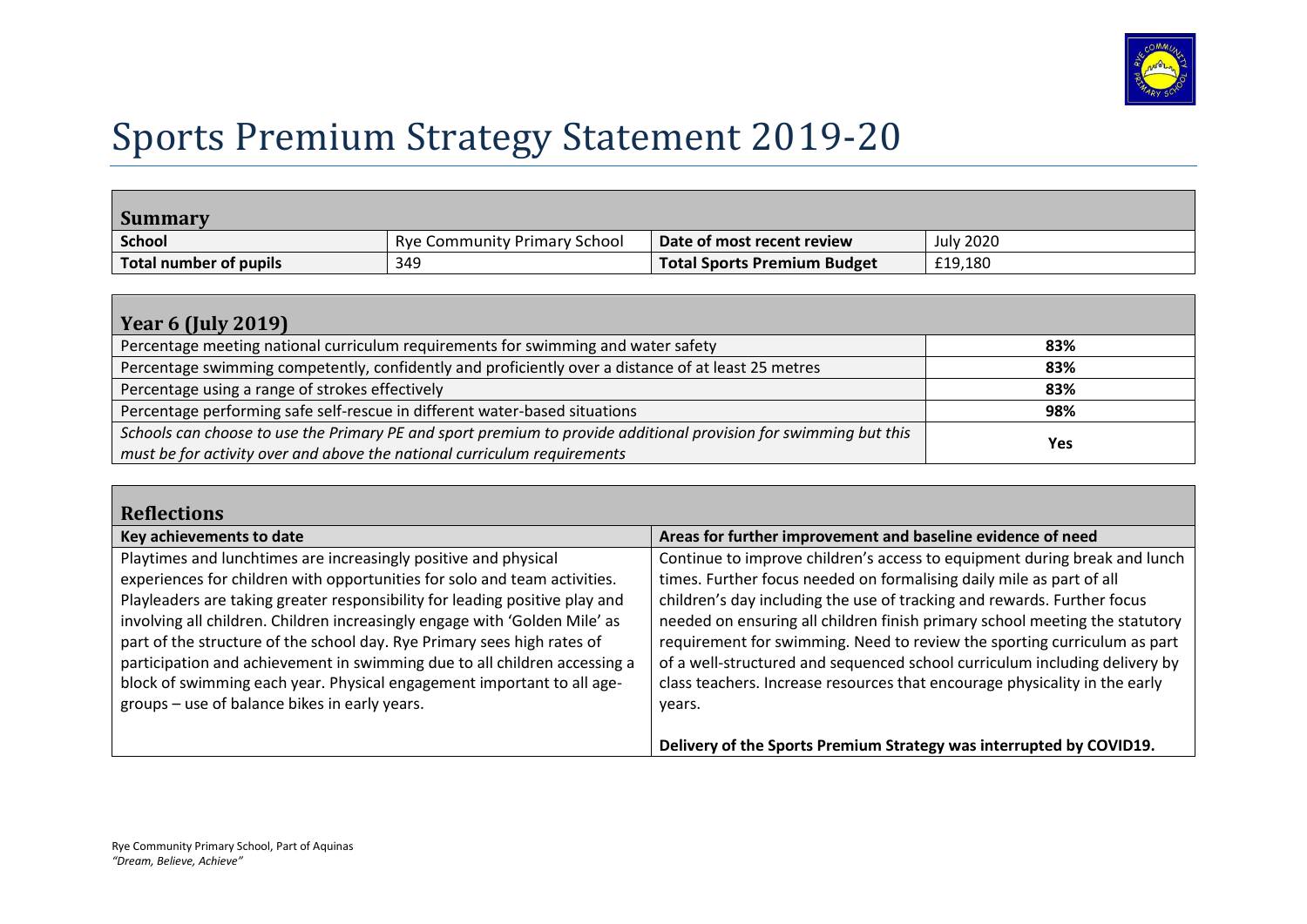# Sports Premium Strategy Statement 2019-20

| Summary | | | |
|---|---|---|---|
| **School** | Rye Community Primary School | **Date of most recent review** | July 2020 |
| **Total number of pupils** | 349 | **Total Sports Premium Budget** | £19,180 |

| Year 6 (July 2019) | |
|---|---|
| Percentage meeting national curriculum requirements for swimming and water safety | **83%** |
| Percentage swimming competently, confidently and proficiently over a distance of at least 25 metres | **83%** |
| Percentage using a range of strokes effectively | **83%** |
| Percentage performing safe self-rescue in different water-based situations | **98%** |
| *Schools can choose to use the Primary PE and sport premium to provide additional provision for swimming but this must be for activity over and above the national curriculum requirements* | **Yes** |

| Reflections | |
|---|---|
| **Key achievements to date** | **Areas for further improvement and baseline evidence of need** |
| Playtimes and lunchtimes are increasingly positive and physical experiences for children with opportunities for solo and team activities. Playleaders are taking greater responsibility for leading positive play and involving all children. Children increasingly engage with 'Golden Mile' as part of the structure of the school day. Rye Primary sees high rates of participation and achievement in swimming due to all children accessing a block of swimming each year. Physical engagement important to all age-groups – use of balance bikes in early years. | Continue to improve children's access to equipment during break and lunch times. Further focus needed on formalising daily mile as part of all children's day including the use of tracking and rewards. Further focus needed on ensuring all children finish primary school meeting the statutory requirement for swimming. Need to review the sporting curriculum as part of a well-structured and sequenced school curriculum including delivery by class teachers. Increase resources that encourage physicality in the early years.<br><br>**Delivery of the Sports Premium Strategy was interrupted by COVID19.** |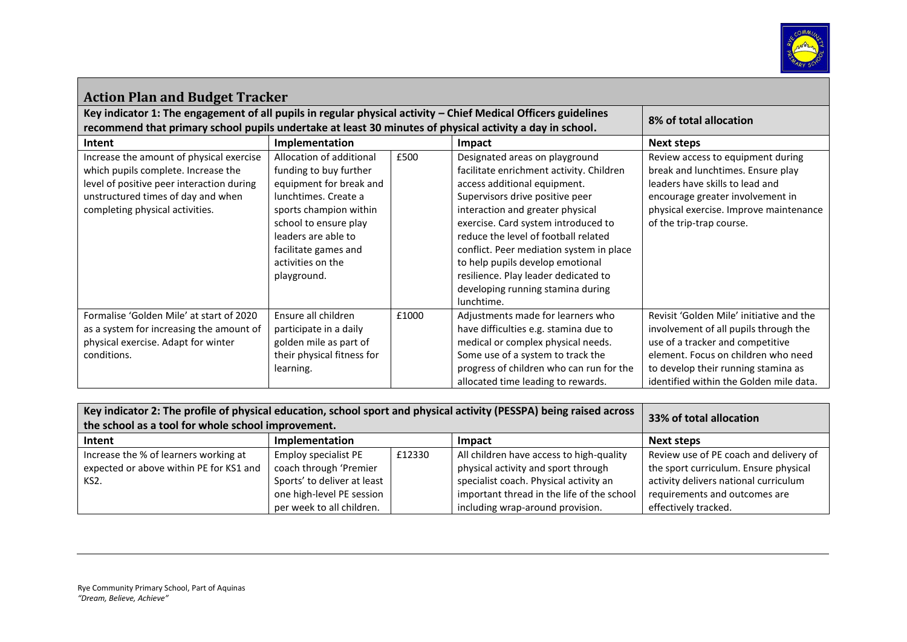## Action Plan and Budget Tracker

| Key indicator 1: The engagement of all pupils in regular physical activity – Chief Medical Officers guidelines recommend that primary school pupils undertake at least 30 minutes of physical activity a day in school. | | | | 8% of total allocation |
|---|---|---|---|---|
| **Intent** | **Implementation** | | **Impact** | **Next steps** |
| Increase the amount of physical exercise which pupils complete. Increase the level of positive peer interaction during unstructured times of day and when completing physical activities. | Allocation of additional funding to buy further equipment for break and lunchtimes. Create a sports champion within school to ensure play leaders are able to facilitate games and activities on the playground. | £500 | Designated areas on playground facilitate enrichment activity. Children access additional equipment. Supervisors drive positive peer interaction and greater physical exercise. Card system introduced to reduce the level of football related conflict. Peer mediation system in place to help pupils develop emotional resilience. Play leader dedicated to developing running stamina during lunchtime. | Review access to equipment during break and lunchtimes. Ensure play leaders have skills to lead and encourage greater involvement in physical exercise. Improve maintenance of the trip-trap course. |
| Formalise 'Golden Mile' at start of 2020 as a system for increasing the amount of physical exercise. Adapt for winter conditions. | Ensure all children participate in a daily golden mile as part of their physical fitness for learning. | £1000 | Adjustments made for learners who have difficulties e.g. stamina due to medical or complex physical needs. Some use of a system to track the progress of children who can run for the allocated time leading to rewards. | Revisit 'Golden Mile' initiative and the involvement of all pupils through the use of a tracker and competitive element. Focus on children who need to develop their running stamina as identified within the Golden mile data. |

| Key indicator 2: The profile of physical education, school sport and physical activity (PESSPA) being raised across the school as a tool for whole school improvement. | | | | 33% of total allocation |
|---|---|---|---|---|
| **Intent** | **Implementation** | | **Impact** | **Next steps** |
| Increase the % of learners working at expected or above within PE for KS1 and KS2. | Employ specialist PE coach through 'Premier Sports' to deliver at least one high-level PE session per week to all children. | £12330 | All children have access to high-quality physical activity and sport through specialist coach. Physical activity an important thread in the life of the school including wrap-around provision. | Review use of PE coach and delivery of the sport curriculum. Ensure physical activity delivers national curriculum requirements and outcomes are effectively tracked. |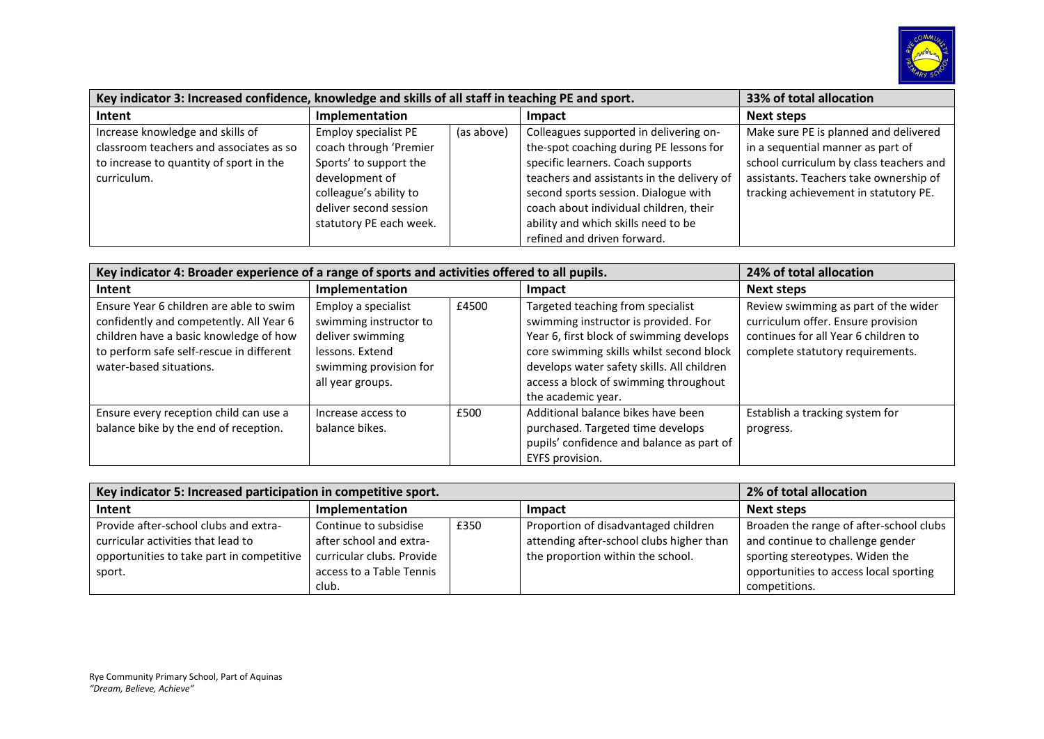| Key indicator 3: Increased confidence, knowledge and skills of all staff in teaching PE and sport. | | | | 33% of total allocation |
|---|---|---|---|---|
| **Intent** | **Implementation** | | **Impact** | **Next steps** |
| Increase knowledge and skills of classroom teachers and associates as so to increase to quantity of sport in the curriculum. | Employ specialist PE coach through 'Premier Sports' to support the development of colleague's ability to deliver second session statutory PE each week. | (as above) | Colleagues supported in delivering on-the-spot coaching during PE lessons for specific learners. Coach supports teachers and assistants in the delivery of second sports session. Dialogue with coach about individual children, their ability and which skills need to be refined and driven forward. | Make sure PE is planned and delivered in a sequential manner as part of school curriculum by class teachers and assistants. Teachers take ownership of tracking achievement in statutory PE. |

| Key indicator 4: Broader experience of a range of sports and activities offered to all pupils. | | | | 24% of total allocation |
|---|---|---|---|---|
| **Intent** | **Implementation** | | **Impact** | **Next steps** |
| Ensure Year 6 children are able to swim confidently and competently. All Year 6 children have a basic knowledge of how to perform safe self-rescue in different water-based situations. | Employ a specialist swimming instructor to deliver swimming lessons. Extend swimming provision for all year groups. | £4500 | Targeted teaching from specialist swimming instructor is provided. For Year 6, first block of swimming develops core swimming skills whilst second block develops water safety skills. All children access a block of swimming throughout the academic year. | Review swimming as part of the wider curriculum offer. Ensure provision continues for all Year 6 children to complete statutory requirements. |
| Ensure every reception child can use a balance bike by the end of reception. | Increase access to balance bikes. | £500 | Additional balance bikes have been purchased. Targeted time develops pupils' confidence and balance as part of EYFS provision. | Establish a tracking system for progress. |

| Key indicator 5: Increased participation in competitive sport. | | | | 2% of total allocation |
|---|---|---|---|---|
| **Intent** | **Implementation** | | **Impact** | **Next steps** |
| Provide after-school clubs and extra-curricular activities that lead to opportunities to take part in competitive sport. | Continue to subsidise after school and extra-curricular clubs. Provide access to a Table Tennis club. | £350 | Proportion of disadvantaged children attending after-school clubs higher than the proportion within the school. | Broaden the range of after-school clubs and continue to challenge gender sporting stereotypes. Widen the opportunities to access local sporting competitions. |

Rye Community Primary School, Part of Aquinas
*"Dream, Believe, Achieve"*